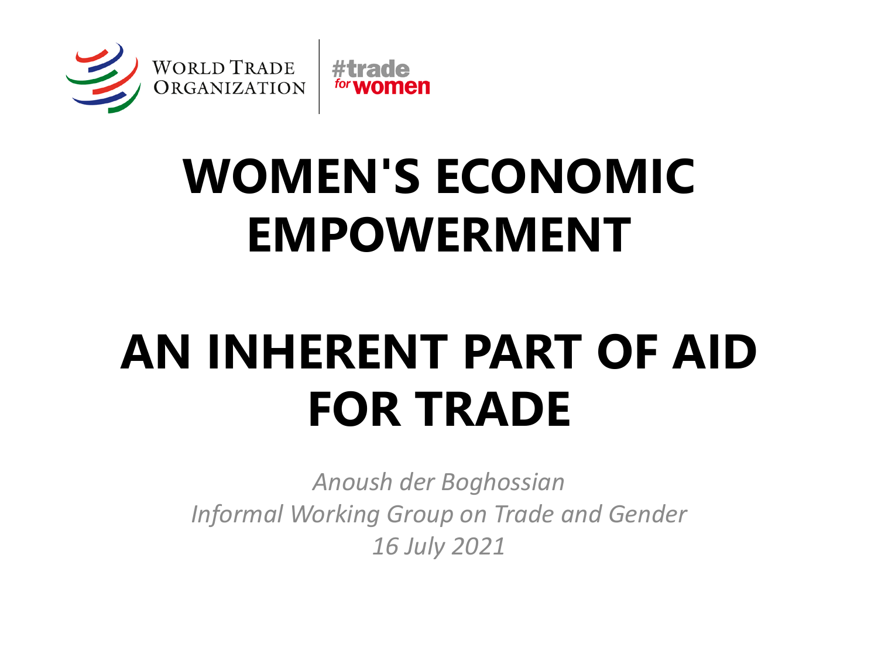WORLD TRADE ORGANIZATION | #trade for women

# WOMEN'S ECONOMIC EMPOWERMENT

# AN INHERENT PART OF AID FOR TRADE

*Anoush der Boghossian*
*Informal Working Group on Trade and Gender*
*16 July 2021*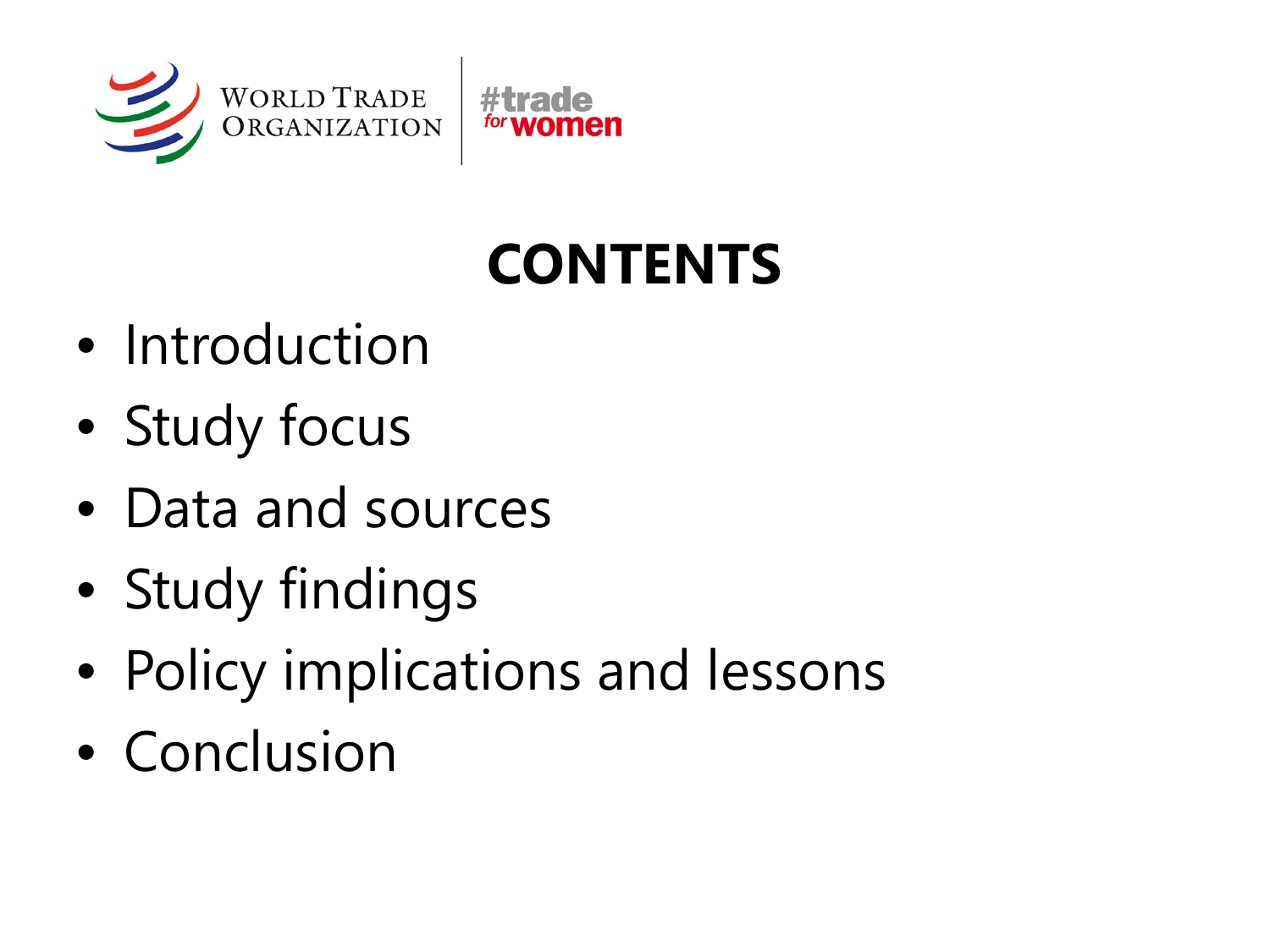# CONTENTS

- Introduction
- Study focus
- Data and sources
- Study findings
- Policy implications and lessons
- Conclusion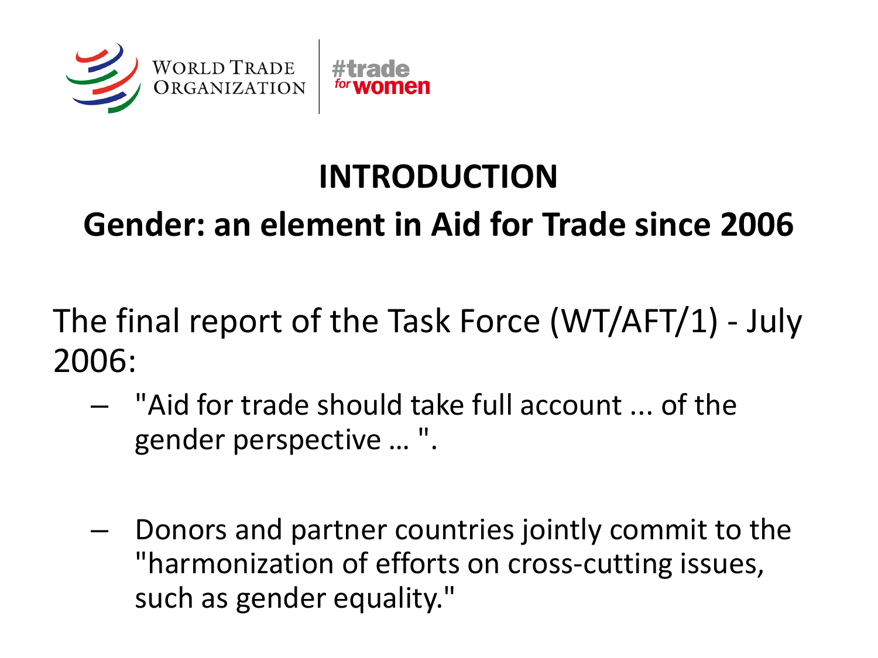# INTRODUCTION

## Gender: an element in Aid for Trade since 2006

The final report of the Task Force (WT/AFT/1) - July 2006:

- "Aid for trade should take full account ... of the gender perspective … ".
- Donors and partner countries jointly commit to the "harmonization of efforts on cross-cutting issues, such as gender equality."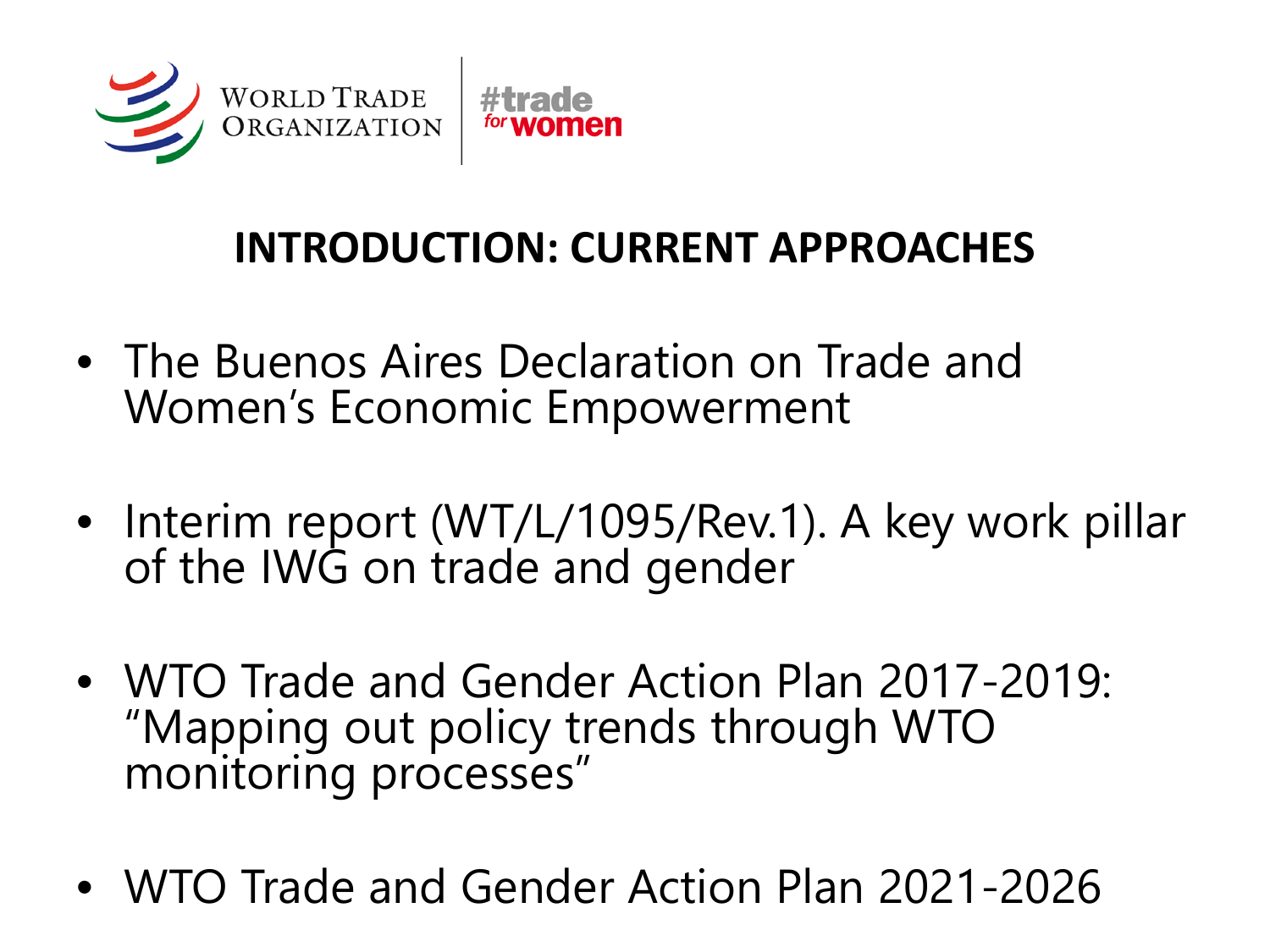# INTRODUCTION: CURRENT APPROACHES

- The Buenos Aires Declaration on Trade and Women's Economic Empowerment
- Interim report (WT/L/1095/Rev.1). A key work pillar of the IWG on trade and gender
- WTO Trade and Gender Action Plan 2017-2019: "Mapping out policy trends through WTO monitoring processes"
- WTO Trade and Gender Action Plan 2021-2026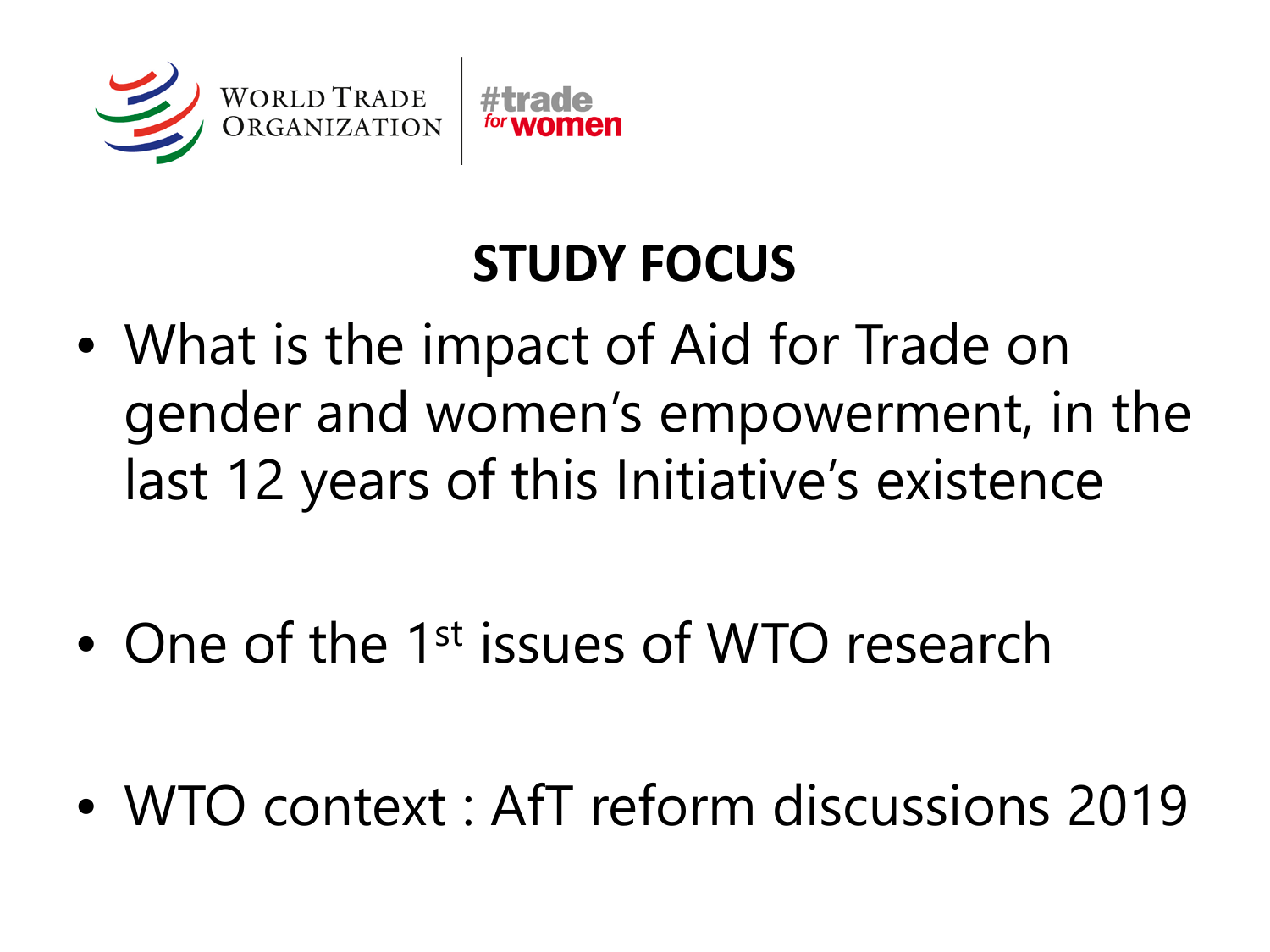World Trade Organization | #trade for women

## STUDY FOCUS

- What is the impact of Aid for Trade on gender and women's empowerment, in the last 12 years of this Initiative's existence
- One of the 1st issues of WTO research
- WTO context : AfT reform discussions 2019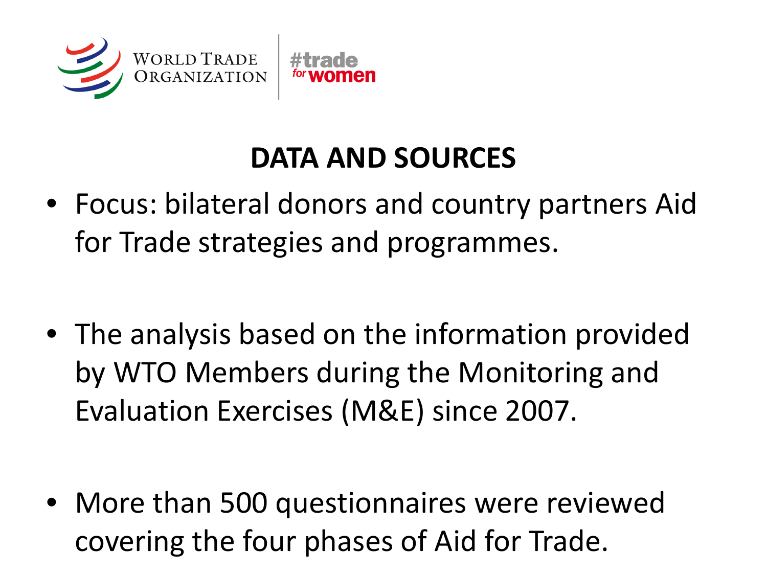# DATA AND SOURCES

- Focus: bilateral donors and country partners Aid for Trade strategies and programmes.
- The analysis based on the information provided by WTO Members during the Monitoring and Evaluation Exercises (M&E) since 2007.
- More than 500 questionnaires were reviewed covering the four phases of Aid for Trade.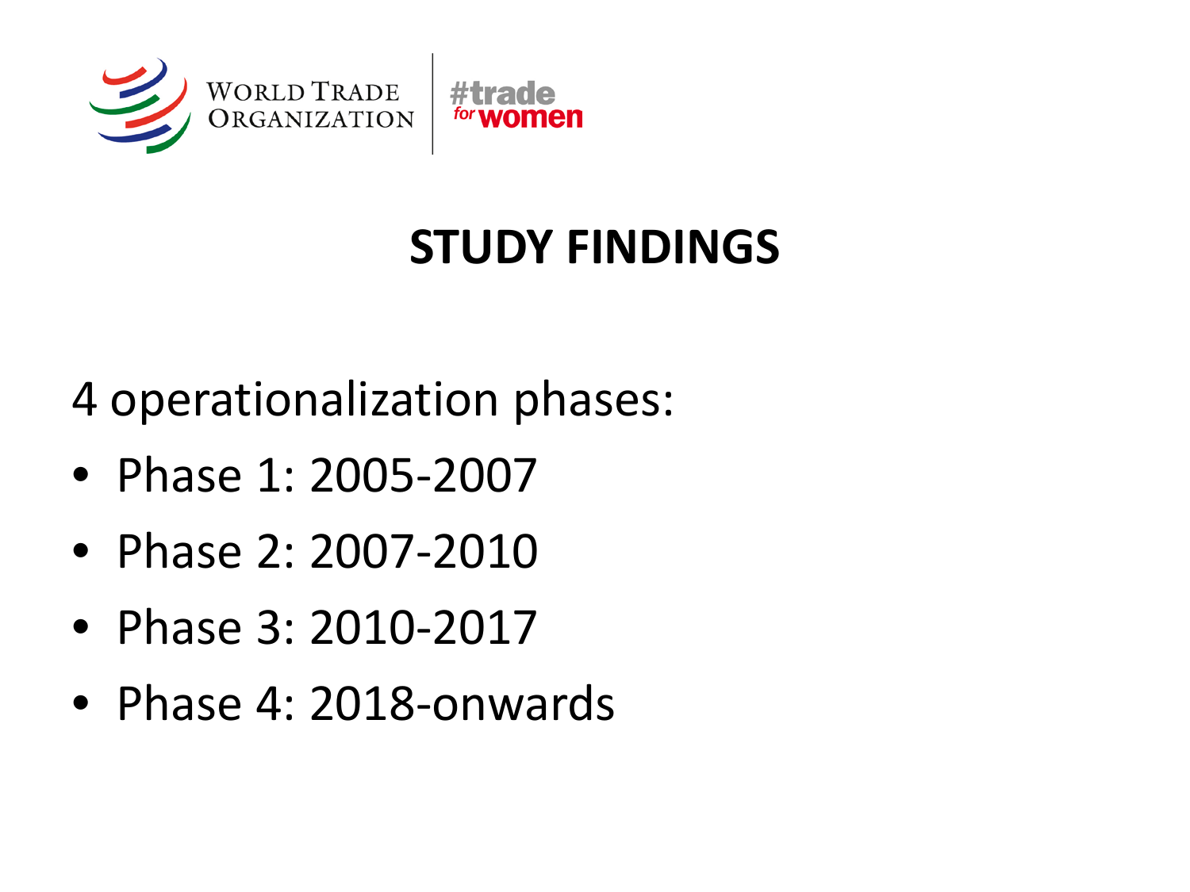# STUDY FINDINGS

4 operationalization phases:

- Phase 1: 2005-2007
- Phase 2: 2007-2010
- Phase 3: 2010-2017
- Phase 4: 2018-onwards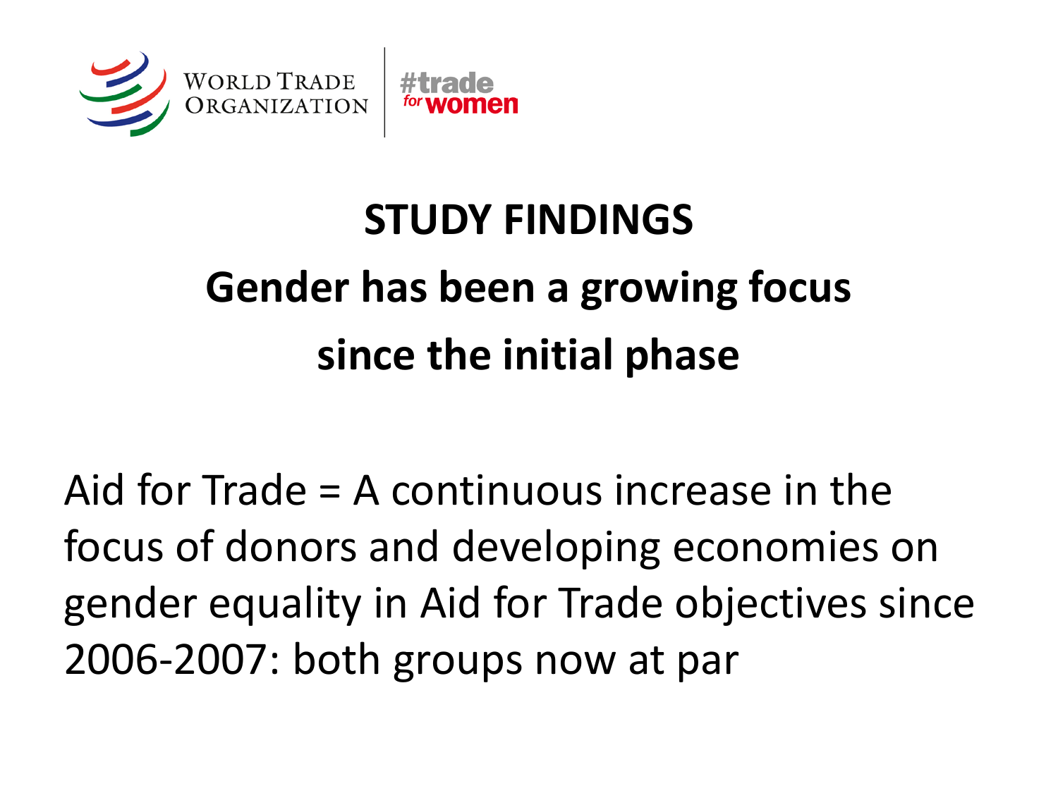World Trade Organization | #trade for women

## STUDY FINDINGS

## Gender has been a growing focus since the initial phase

Aid for Trade = A continuous increase in the focus of donors and developing economies on gender equality in Aid for Trade objectives since 2006-2007: both groups now at par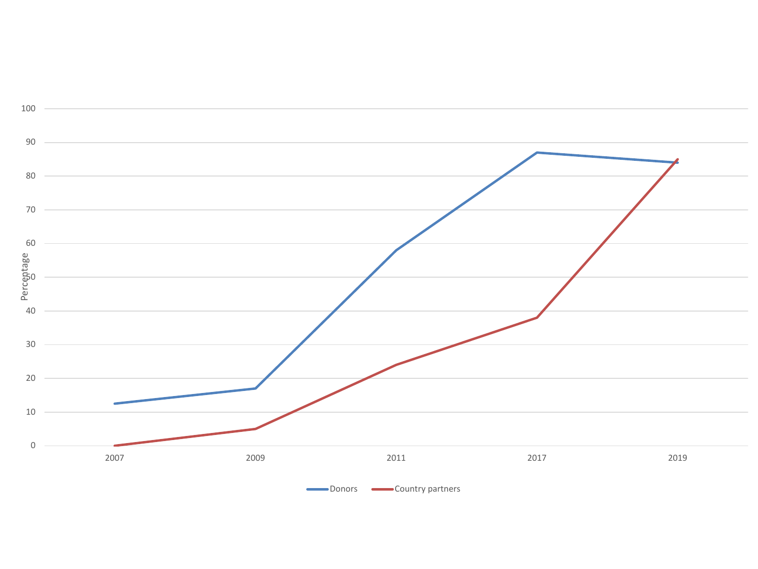Percentage

100
90
80
70
60
50
40
30
20
10
0

2007 2009 2011 2017 2019

Donors Country partners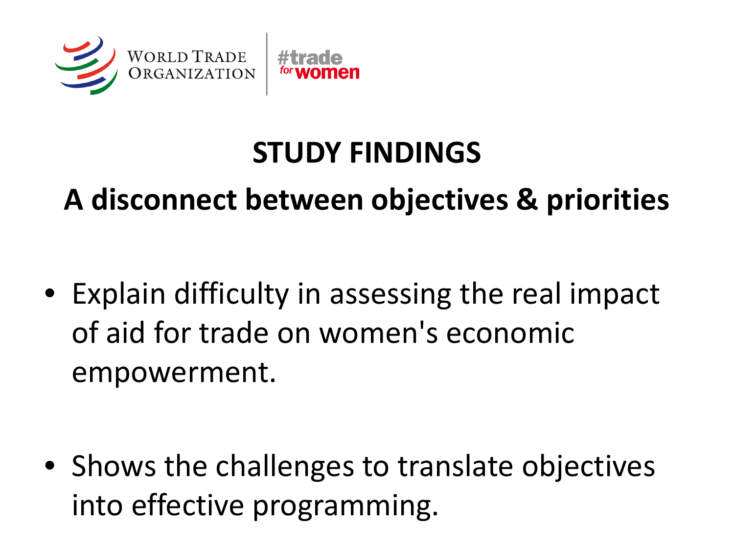WORLD TRADE ORGANIZATION | #trade for women

# STUDY FINDINGS

## A disconnect between objectives & priorities

- Explain difficulty in assessing the real impact of aid for trade on women's economic empowerment.

- Shows the challenges to translate objectives into effective programming.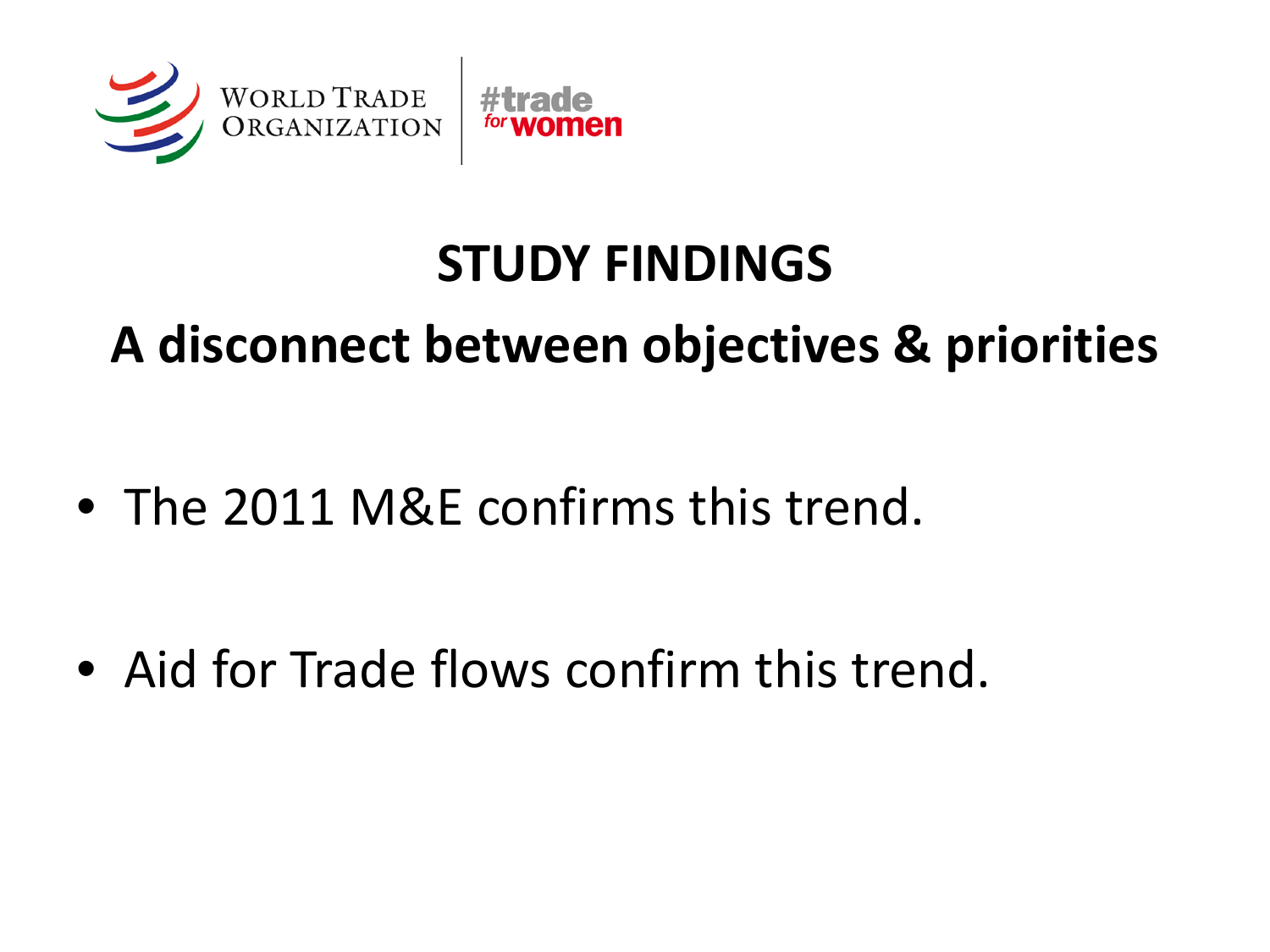## STUDY FINDINGS

## A disconnect between objectives & priorities

- The 2011 M&E confirms this trend.
- Aid for Trade flows confirm this trend.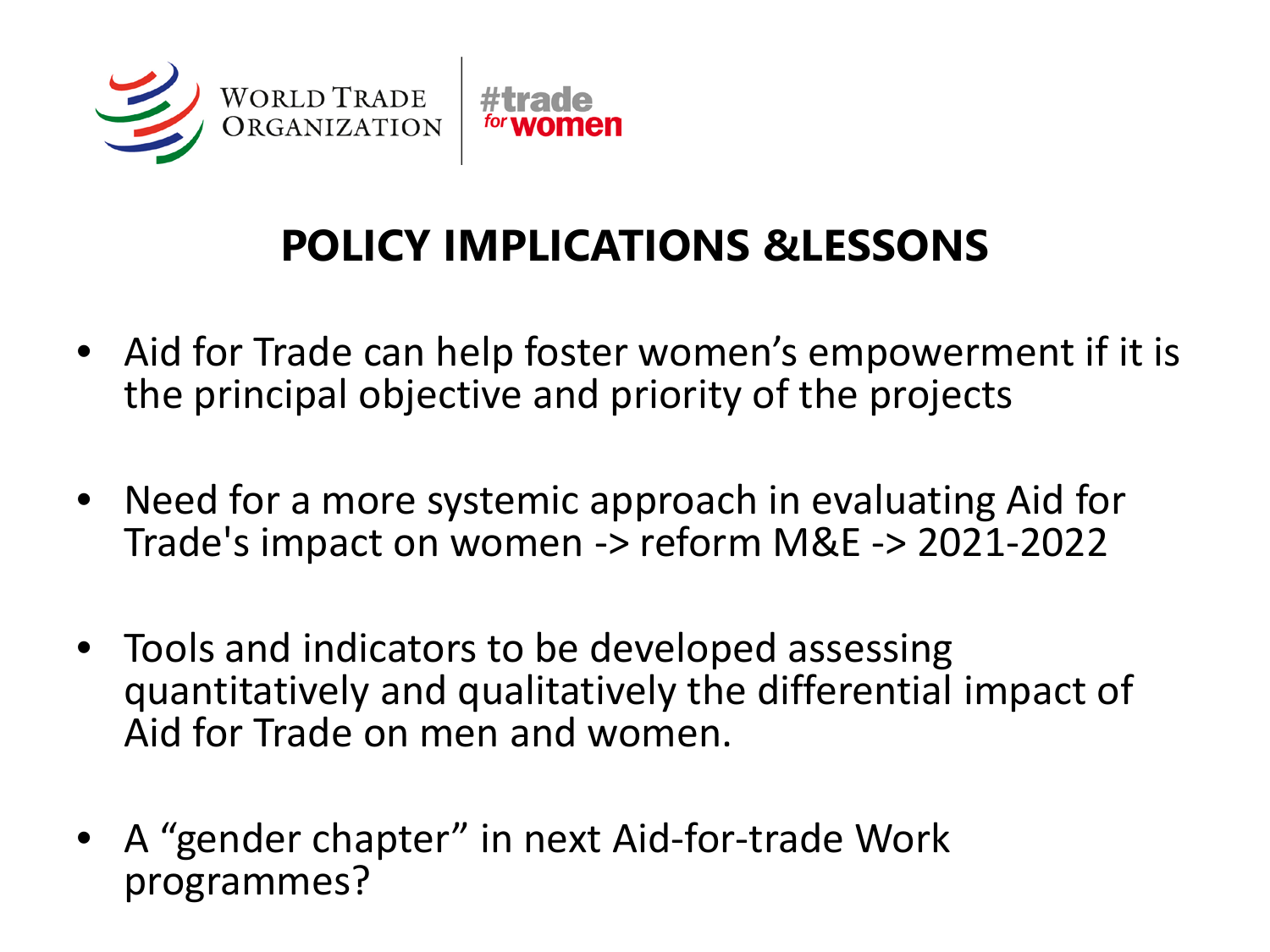# POLICY IMPLICATIONS &LESSONS

- Aid for Trade can help foster women's empowerment if it is the principal objective and priority of the projects
- Need for a more systemic approach in evaluating Aid for Trade's impact on women -> reform M&E -> 2021-2022
- Tools and indicators to be developed assessing quantitatively and qualitatively the differential impact of Aid for Trade on men and women.
- A "gender chapter" in next Aid-for-trade Work programmes?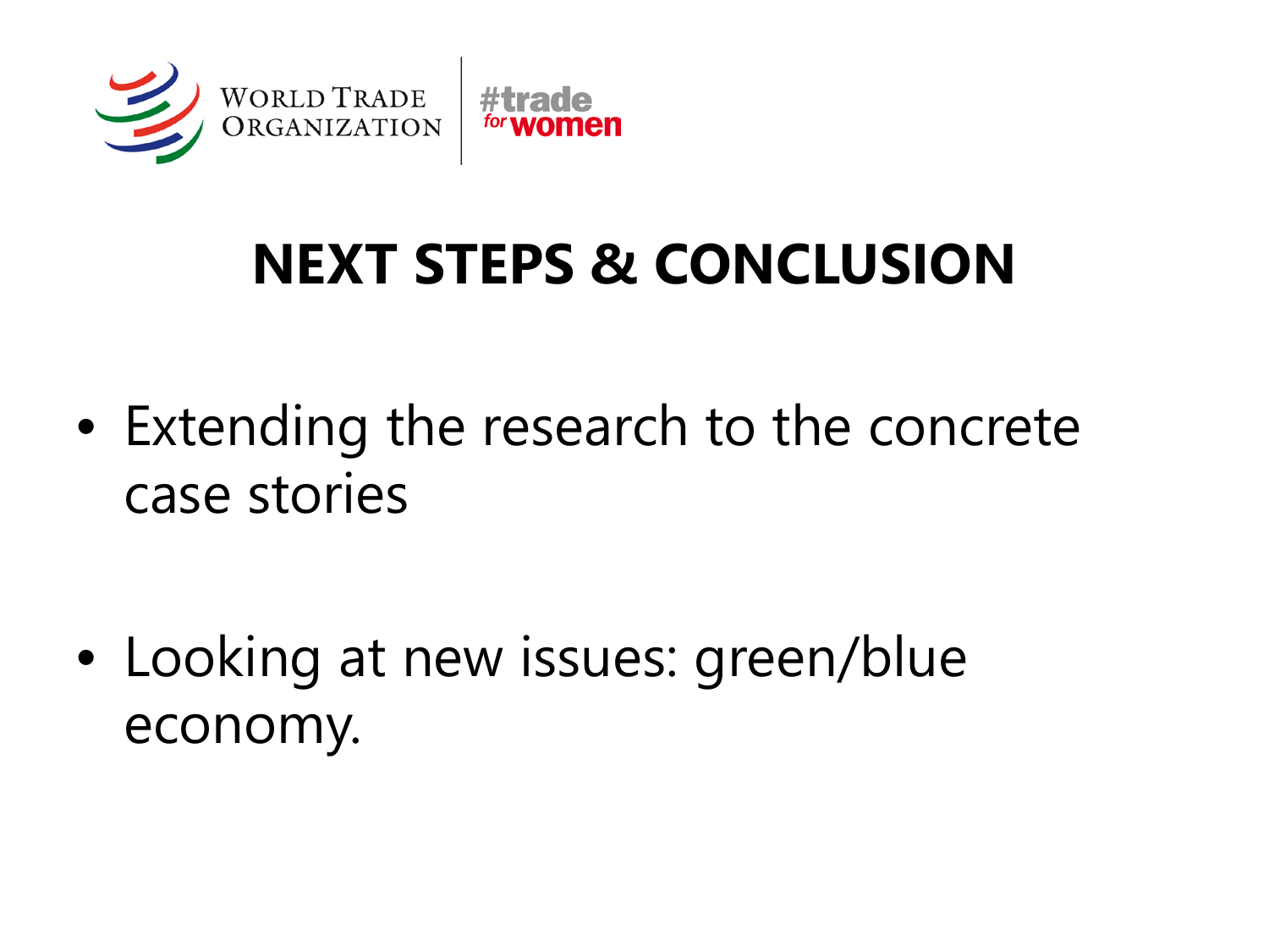World Trade Organization | #trade for women

# NEXT STEPS & CONCLUSION

- Extending the research to the concrete case stories

- Looking at new issues: green/blue economy.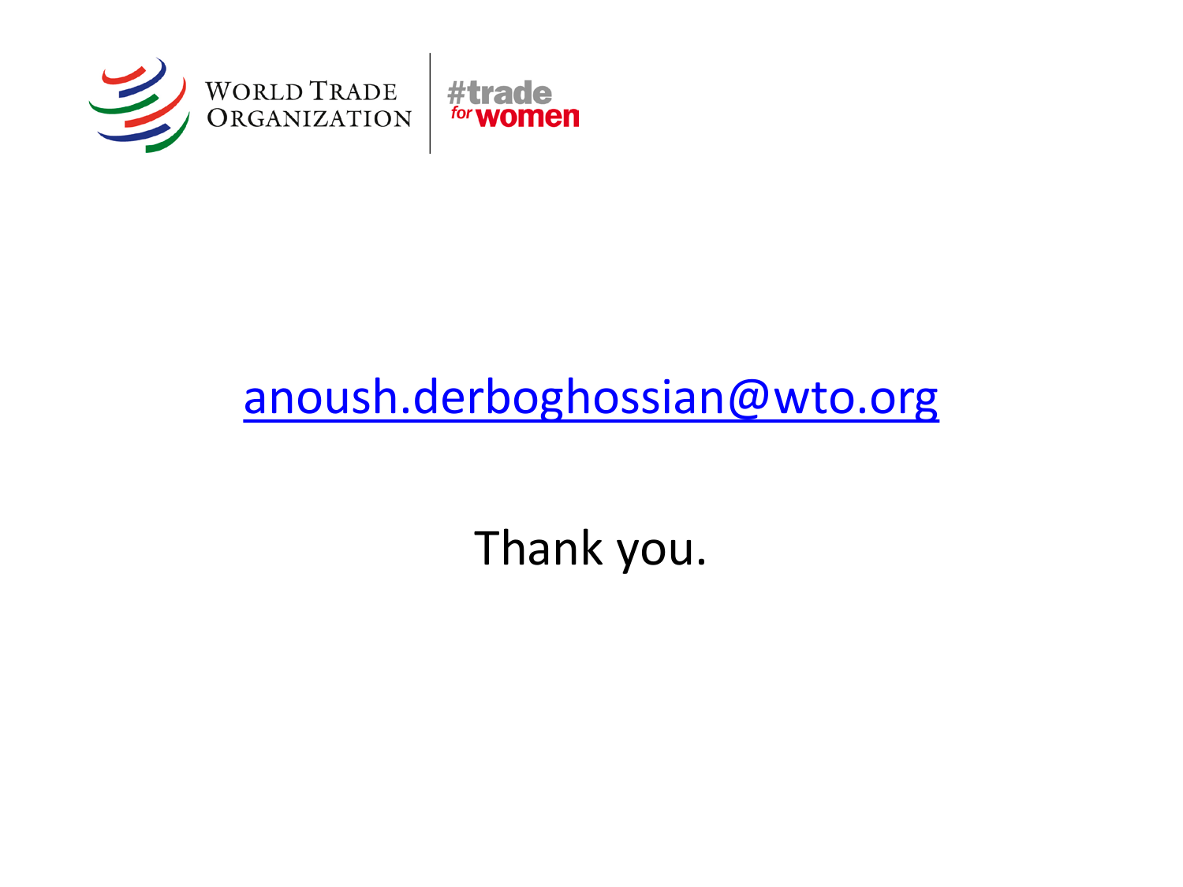World Trade Organization | #trade for women

anoush.derboghossian@wto.org

Thank you.